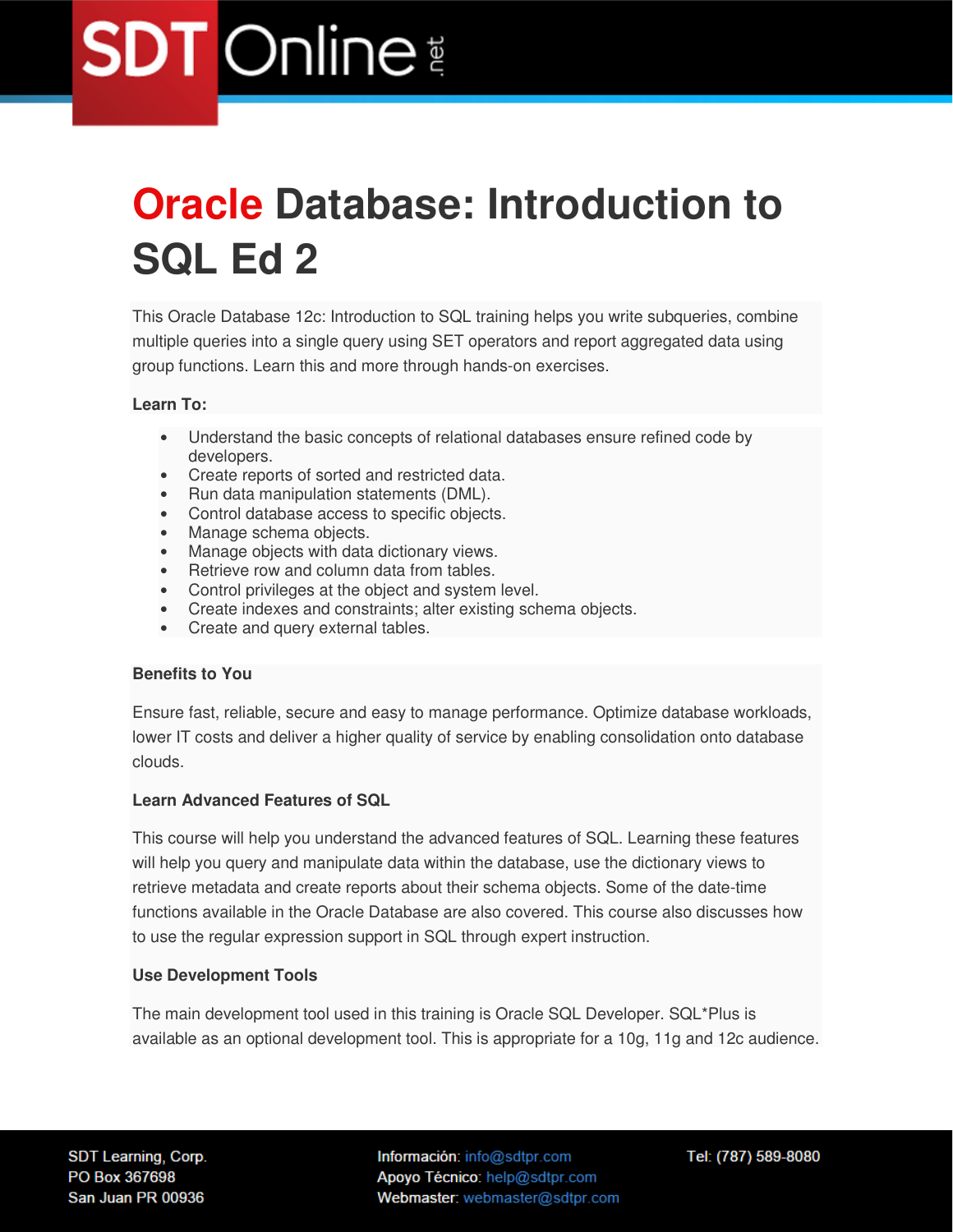# Oracle Database: Introduction to SQL Ed 2

This Oracle Database 12c: Introduction to SQL training helps you write subqueries, combine multiple queries into a single query using SET operators and report aggregated data using group functions. Learn this and more through hands-on exercises.

**Learn To:**

- Understand the basic concepts of relational databases ensure refined code by developers.
- Create reports of sorted and restricted data.
- Run data manipulation statements (DML).
- Control database access to specific objects.
- Manage schema objects.
- Manage objects with data dictionary views.
- Retrieve row and column data from tables.
- Control privileges at the object and system level.
- Create indexes and constraints; alter existing schema objects.
- Create and query external tables.

**Benefits to You**

Ensure fast, reliable, secure and easy to manage performance. Optimize database workloads, lower IT costs and deliver a higher quality of service by enabling consolidation onto database clouds.

**Learn Advanced Features of SQL**

This course will help you understand the advanced features of SQL. Learning these features will help you query and manipulate data within the database, use the dictionary views to retrieve metadata and create reports about their schema objects. Some of the date-time functions available in the Oracle Database are also covered. This course also discusses how to use the regular expression support in SQL through expert instruction.

**Use Development Tools**

The main development tool used in this training is Oracle SQL Developer. SQL*Plus is available as an optional development tool. This is appropriate for a 10g, 11g and 12c audience.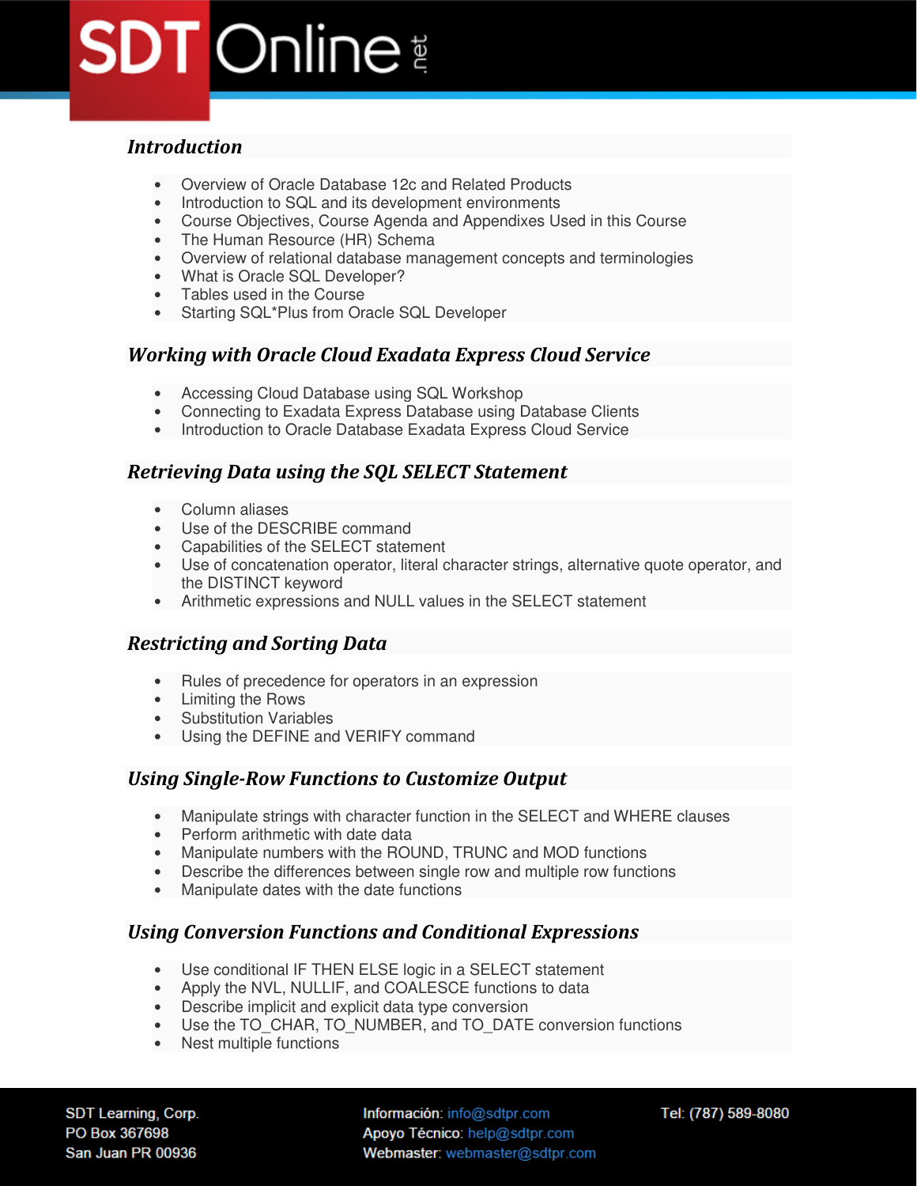## *Introduction*

- Overview of Oracle Database 12c and Related Products
- Introduction to SQL and its development environments
- Course Objectives, Course Agenda and Appendixes Used in this Course
- The Human Resource (HR) Schema
- Overview of relational database management concepts and terminologies
- What is Oracle SQL Developer?
- Tables used in the Course
- Starting SQL*Plus from Oracle SQL Developer

## *Working with Oracle Cloud Exadata Express Cloud Service*

- Accessing Cloud Database using SQL Workshop
- Connecting to Exadata Express Database using Database Clients
- Introduction to Oracle Database Exadata Express Cloud Service

## *Retrieving Data using the SQL SELECT Statement*

- Column aliases
- Use of the DESCRIBE command
- Capabilities of the SELECT statement
- Use of concatenation operator, literal character strings, alternative quote operator, and the DISTINCT keyword
- Arithmetic expressions and NULL values in the SELECT statement

## *Restricting and Sorting Data*

- Rules of precedence for operators in an expression
- Limiting the Rows
- Substitution Variables
- Using the DEFINE and VERIFY command

## *Using Single-Row Functions to Customize Output*

- Manipulate strings with character function in the SELECT and WHERE clauses
- Perform arithmetic with date data
- Manipulate numbers with the ROUND, TRUNC and MOD functions
- Describe the differences between single row and multiple row functions
- Manipulate dates with the date functions

## *Using Conversion Functions and Conditional Expressions*

- Use conditional IF THEN ELSE logic in a SELECT statement
- Apply the NVL, NULLIF, and COALESCE functions to data
- Describe implicit and explicit data type conversion
- Use the TO_CHAR, TO_NUMBER, and TO_DATE conversion functions
- Nest multiple functions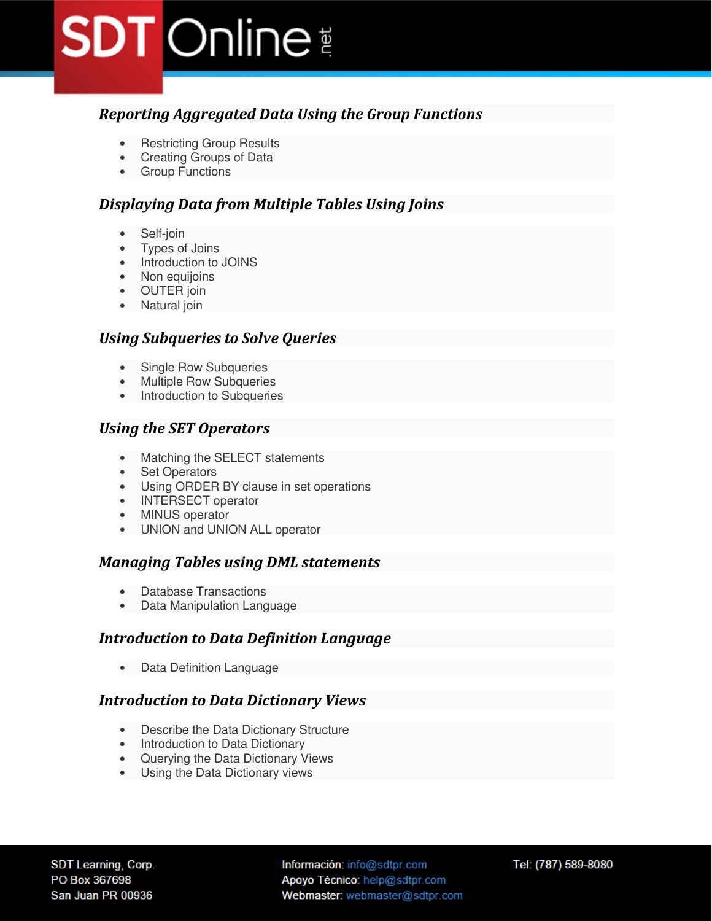## Reporting Aggregated Data Using the Group Functions

- Restricting Group Results
- Creating Groups of Data
- Group Functions

## Displaying Data from Multiple Tables Using Joins

- Self-join
- Types of Joins
- Introduction to JOINS
- Non equijoins
- OUTER join
- Natural join

## Using Subqueries to Solve Queries

- Single Row Subqueries
- Multiple Row Subqueries
- Introduction to Subqueries

## Using the SET Operators

- Matching the SELECT statements
- Set Operators
- Using ORDER BY clause in set operations
- INTERSECT operator
- MINUS operator
- UNION and UNION ALL operator

## Managing Tables using DML statements

- Database Transactions
- Data Manipulation Language

## Introduction to Data Definition Language

- Data Definition Language

## Introduction to Data Dictionary Views

- Describe the Data Dictionary Structure
- Introduction to Data Dictionary
- Querying the Data Dictionary Views
- Using the Data Dictionary views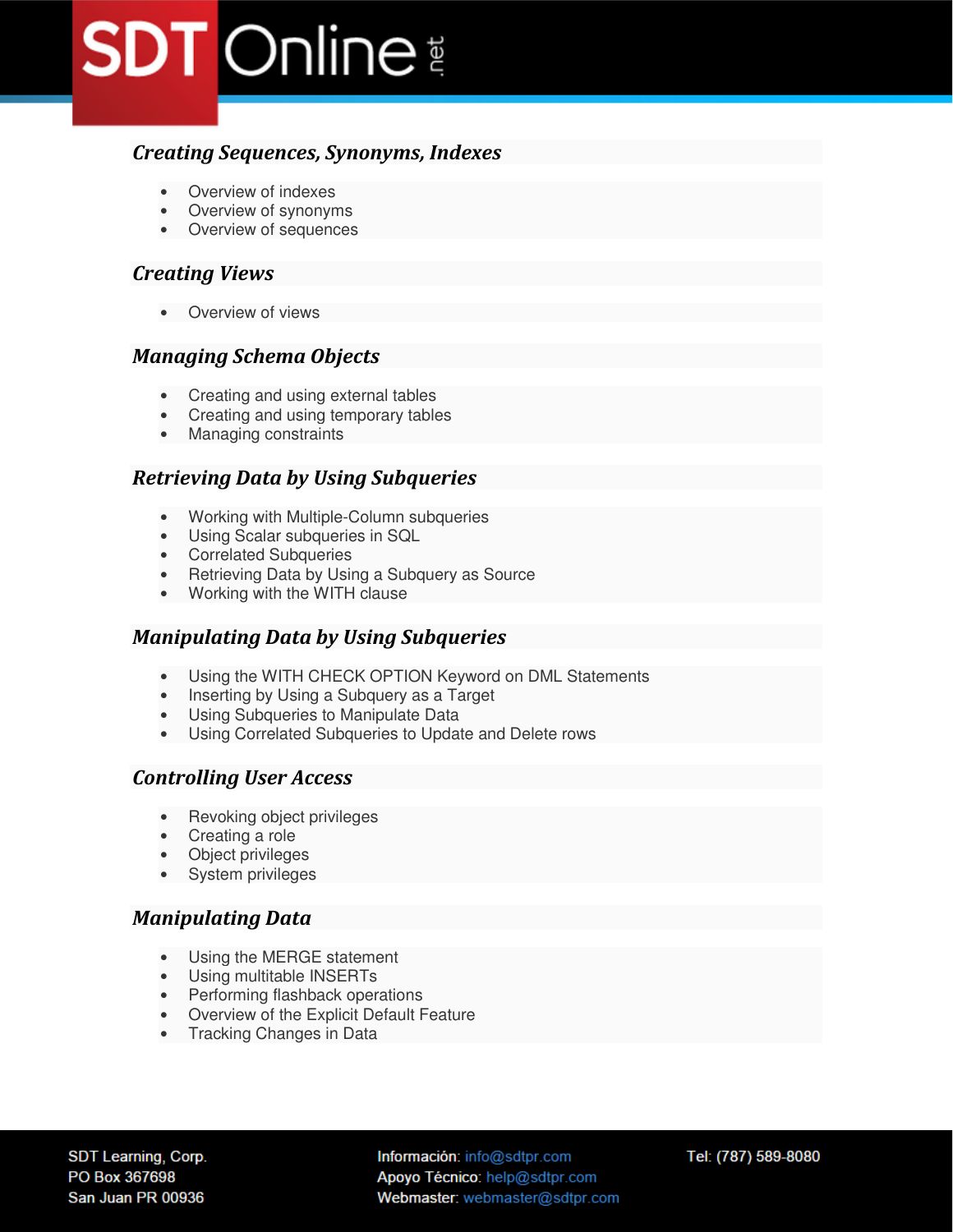## Creating Sequences, Synonyms, Indexes

- Overview of indexes
- Overview of synonyms
- Overview of sequences

## Creating Views

- Overview of views

## Managing Schema Objects

- Creating and using external tables
- Creating and using temporary tables
- Managing constraints

## Retrieving Data by Using Subqueries

- Working with Multiple-Column subqueries
- Using Scalar subqueries in SQL
- Correlated Subqueries
- Retrieving Data by Using a Subquery as Source
- Working with the WITH clause

## Manipulating Data by Using Subqueries

- Using the WITH CHECK OPTION Keyword on DML Statements
- Inserting by Using a Subquery as a Target
- Using Subqueries to Manipulate Data
- Using Correlated Subqueries to Update and Delete rows

## Controlling User Access

- Revoking object privileges
- Creating a role
- Object privileges
- System privileges

## Manipulating Data

- Using the MERGE statement
- Using multitable INSERTs
- Performing flashback operations
- Overview of the Explicit Default Feature
- Tracking Changes in Data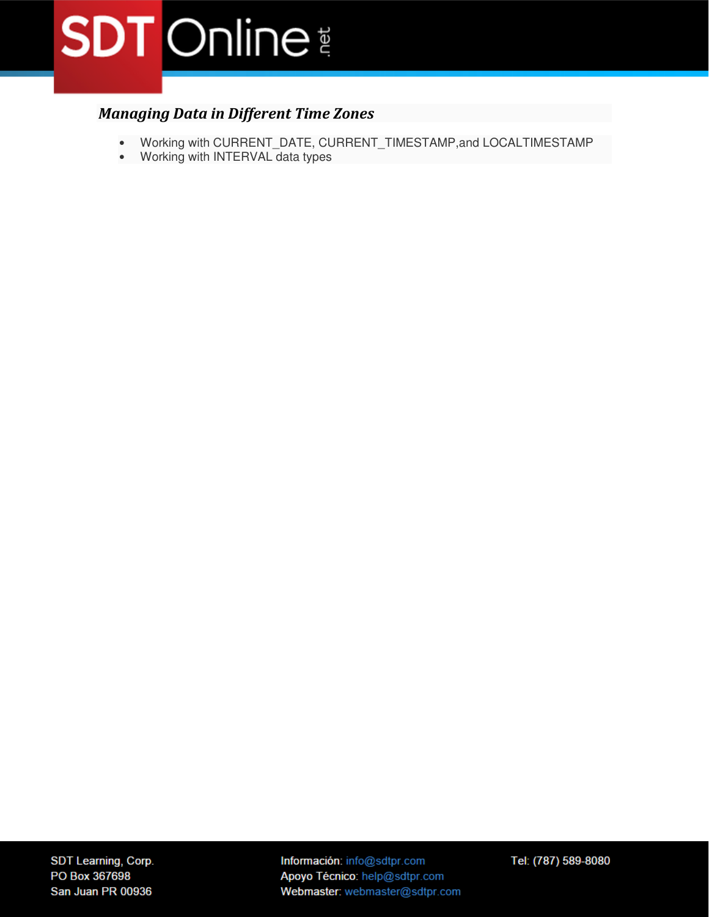***Managing Data in Different Time Zones***

- Working with CURRENT_DATE, CURRENT_TIMESTAMP,and LOCALTIMESTAMP
- Working with INTERVAL data types